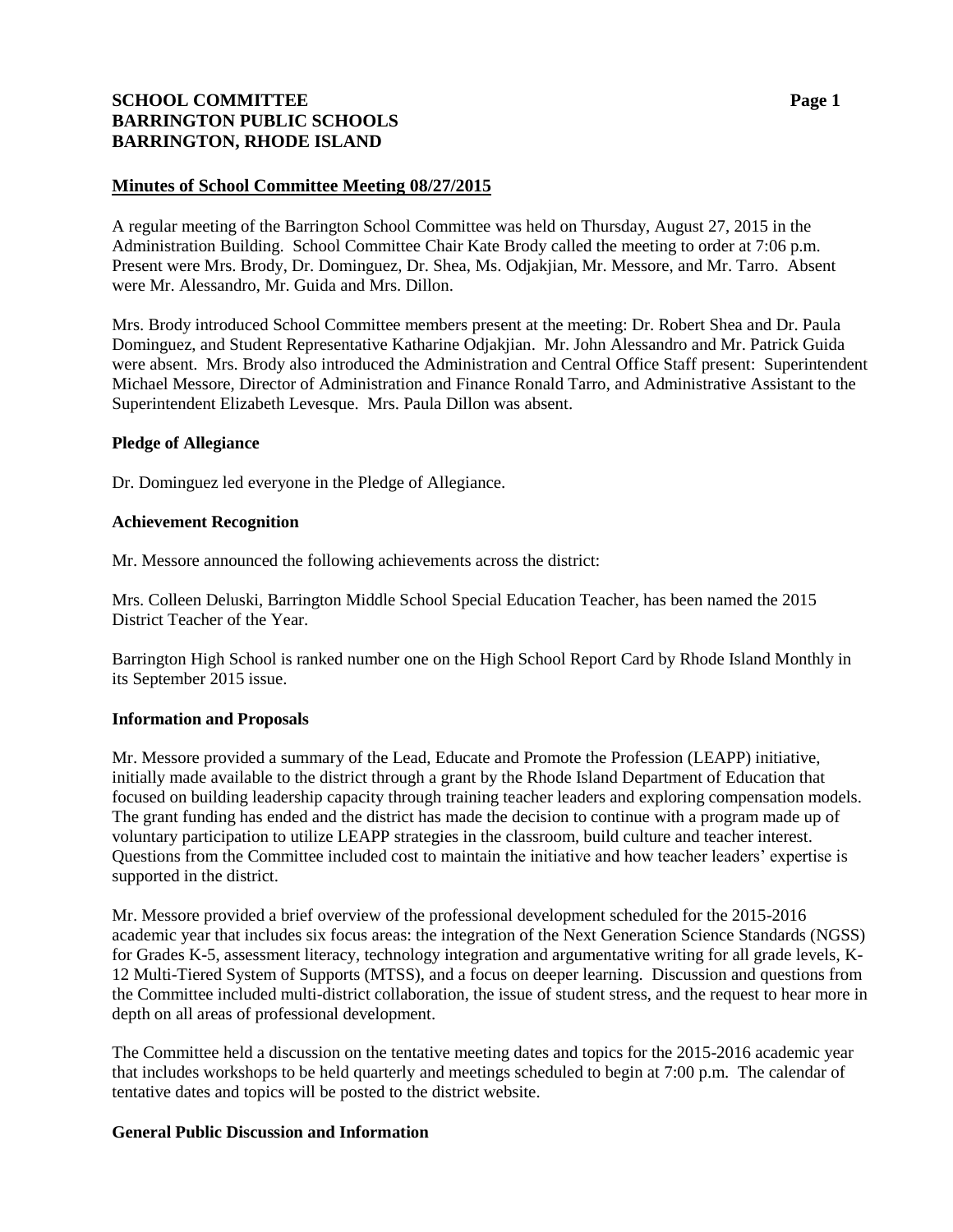# SCHOOL COMMITTEE
# BARRINGTON PUBLIC SCHOOLS
# BARRINGTON, RHODE ISLAND

## Minutes of School Committee Meeting 08/27/2015

A regular meeting of the Barrington School Committee was held on Thursday, August 27, 2015 in the Administration Building. School Committee Chair Kate Brody called the meeting to order at 7:06 p.m. Present were Mrs. Brody, Dr. Dominguez, Dr. Shea, Ms. Odjakjian, Mr. Messore, and Mr. Tarro. Absent were Mr. Alessandro, Mr. Guida and Mrs. Dillon.

Mrs. Brody introduced School Committee members present at the meeting: Dr. Robert Shea and Dr. Paula Dominguez, and Student Representative Katharine Odjakjian. Mr. John Alessandro and Mr. Patrick Guida were absent. Mrs. Brody also introduced the Administration and Central Office Staff present: Superintendent Michael Messore, Director of Administration and Finance Ronald Tarro, and Administrative Assistant to the Superintendent Elizabeth Levesque. Mrs. Paula Dillon was absent.

### Pledge of Allegiance

Dr. Dominguez led everyone in the Pledge of Allegiance.

### Achievement Recognition

Mr. Messore announced the following achievements across the district:

Mrs. Colleen Deluski, Barrington Middle School Special Education Teacher, has been named the 2015 District Teacher of the Year.

Barrington High School is ranked number one on the High School Report Card by Rhode Island Monthly in its September 2015 issue.

### Information and Proposals

Mr. Messore provided a summary of the Lead, Educate and Promote the Profession (LEAPP) initiative, initially made available to the district through a grant by the Rhode Island Department of Education that focused on building leadership capacity through training teacher leaders and exploring compensation models. The grant funding has ended and the district has made the decision to continue with a program made up of voluntary participation to utilize LEAPP strategies in the classroom, build culture and teacher interest. Questions from the Committee included cost to maintain the initiative and how teacher leaders' expertise is supported in the district.

Mr. Messore provided a brief overview of the professional development scheduled for the 2015-2016 academic year that includes six focus areas: the integration of the Next Generation Science Standards (NGSS) for Grades K-5, assessment literacy, technology integration and argumentative writing for all grade levels, K-12 Multi-Tiered System of Supports (MTSS), and a focus on deeper learning. Discussion and questions from the Committee included multi-district collaboration, the issue of student stress, and the request to hear more in depth on all areas of professional development.

The Committee held a discussion on the tentative meeting dates and topics for the 2015-2016 academic year that includes workshops to be held quarterly and meetings scheduled to begin at 7:00 p.m. The calendar of tentative dates and topics will be posted to the district website.

### General Public Discussion and Information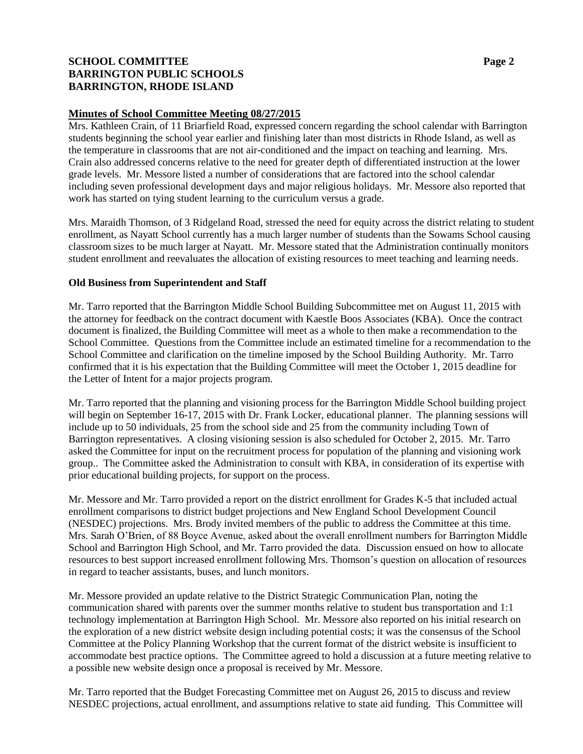**Minutes of School Committee Meeting 08/27/2015**

Mrs. Kathleen Crain, of 11 Briarfield Road, expressed concern regarding the school calendar with Barrington students beginning the school year earlier and finishing later than most districts in Rhode Island, as well as the temperature in classrooms that are not air-conditioned and the impact on teaching and learning. Mrs. Crain also addressed concerns relative to the need for greater depth of differentiated instruction at the lower grade levels. Mr. Messore listed a number of considerations that are factored into the school calendar including seven professional development days and major religious holidays. Mr. Messore also reported that work has started on tying student learning to the curriculum versus a grade.

Mrs. Maraidh Thomson, of 3 Ridgeland Road, stressed the need for equity across the district relating to student enrollment, as Nayatt School currently has a much larger number of students than the Sowams School causing classroom sizes to be much larger at Nayatt. Mr. Messore stated that the Administration continually monitors student enrollment and reevaluates the allocation of existing resources to meet teaching and learning needs.

**Old Business from Superintendent and Staff**

Mr. Tarro reported that the Barrington Middle School Building Subcommittee met on August 11, 2015 with the attorney for feedback on the contract document with Kaestle Boos Associates (KBA). Once the contract document is finalized, the Building Committee will meet as a whole to then make a recommendation to the School Committee. Questions from the Committee include an estimated timeline for a recommendation to the School Committee and clarification on the timeline imposed by the School Building Authority. Mr. Tarro confirmed that it is his expectation that the Building Committee will meet the October 1, 2015 deadline for the Letter of Intent for a major projects program.

Mr. Tarro reported that the planning and visioning process for the Barrington Middle School building project will begin on September 16-17, 2015 with Dr. Frank Locker, educational planner. The planning sessions will include up to 50 individuals, 25 from the school side and 25 from the community including Town of Barrington representatives. A closing visioning session is also scheduled for October 2, 2015. Mr. Tarro asked the Committee for input on the recruitment process for population of the planning and visioning work group.. The Committee asked the Administration to consult with KBA, in consideration of its expertise with prior educational building projects, for support on the process.

Mr. Messore and Mr. Tarro provided a report on the district enrollment for Grades K-5 that included actual enrollment comparisons to district budget projections and New England School Development Council (NESDEC) projections. Mrs. Brody invited members of the public to address the Committee at this time. Mrs. Sarah O'Brien, of 88 Boyce Avenue, asked about the overall enrollment numbers for Barrington Middle School and Barrington High School, and Mr. Tarro provided the data. Discussion ensued on how to allocate resources to best support increased enrollment following Mrs. Thomson's question on allocation of resources in regard to teacher assistants, buses, and lunch monitors.

Mr. Messore provided an update relative to the District Strategic Communication Plan, noting the communication shared with parents over the summer months relative to student bus transportation and 1:1 technology implementation at Barrington High School. Mr. Messore also reported on his initial research on the exploration of a new district website design including potential costs; it was the consensus of the School Committee at the Policy Planning Workshop that the current format of the district website is insufficient to accommodate best practice options. The Committee agreed to hold a discussion at a future meeting relative to a possible new website design once a proposal is received by Mr. Messore.

Mr. Tarro reported that the Budget Forecasting Committee met on August 26, 2015 to discuss and review NESDEC projections, actual enrollment, and assumptions relative to state aid funding. This Committee will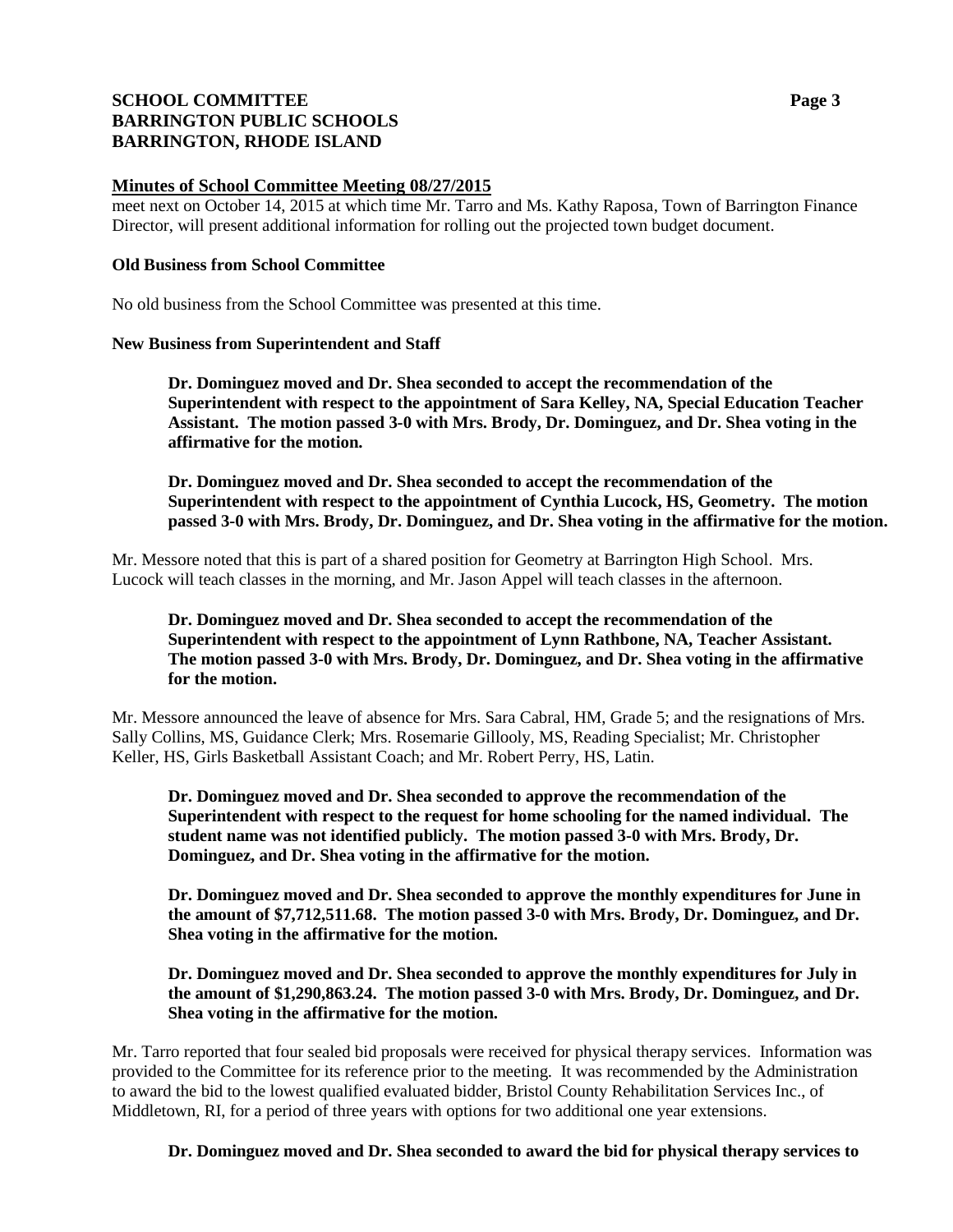**Minutes of School Committee Meeting 08/27/2015**

meet next on October 14, 2015 at which time Mr. Tarro and Ms. Kathy Raposa, Town of Barrington Finance Director, will present additional information for rolling out the projected town budget document.

**Old Business from School Committee**

No old business from the School Committee was presented at this time.

**New Business from Superintendent and Staff**

**Dr. Dominguez moved and Dr. Shea seconded to accept the recommendation of the Superintendent with respect to the appointment of Sara Kelley, NA, Special Education Teacher Assistant. The motion passed 3-0 with Mrs. Brody, Dr. Dominguez, and Dr. Shea voting in the affirmative for the motion.**

**Dr. Dominguez moved and Dr. Shea seconded to accept the recommendation of the Superintendent with respect to the appointment of Cynthia Lucock, HS, Geometry. The motion passed 3-0 with Mrs. Brody, Dr. Dominguez, and Dr. Shea voting in the affirmative for the motion.**

Mr. Messore noted that this is part of a shared position for Geometry at Barrington High School. Mrs. Lucock will teach classes in the morning, and Mr. Jason Appel will teach classes in the afternoon.

**Dr. Dominguez moved and Dr. Shea seconded to accept the recommendation of the Superintendent with respect to the appointment of Lynn Rathbone, NA, Teacher Assistant. The motion passed 3-0 with Mrs. Brody, Dr. Dominguez, and Dr. Shea voting in the affirmative for the motion.**

Mr. Messore announced the leave of absence for Mrs. Sara Cabral, HM, Grade 5; and the resignations of Mrs. Sally Collins, MS, Guidance Clerk; Mrs. Rosemarie Gillooly, MS, Reading Specialist; Mr. Christopher Keller, HS, Girls Basketball Assistant Coach; and Mr. Robert Perry, HS, Latin.

**Dr. Dominguez moved and Dr. Shea seconded to approve the recommendation of the Superintendent with respect to the request for home schooling for the named individual. The student name was not identified publicly. The motion passed 3-0 with Mrs. Brody, Dr. Dominguez, and Dr. Shea voting in the affirmative for the motion.**

**Dr. Dominguez moved and Dr. Shea seconded to approve the monthly expenditures for June in the amount of $7,712,511.68. The motion passed 3-0 with Mrs. Brody, Dr. Dominguez, and Dr. Shea voting in the affirmative for the motion.**

**Dr. Dominguez moved and Dr. Shea seconded to approve the monthly expenditures for July in the amount of $1,290,863.24. The motion passed 3-0 with Mrs. Brody, Dr. Dominguez, and Dr. Shea voting in the affirmative for the motion.**

Mr. Tarro reported that four sealed bid proposals were received for physical therapy services. Information was provided to the Committee for its reference prior to the meeting. It was recommended by the Administration to award the bid to the lowest qualified evaluated bidder, Bristol County Rehabilitation Services Inc., of Middletown, RI, for a period of three years with options for two additional one year extensions.

**Dr. Dominguez moved and Dr. Shea seconded to award the bid for physical therapy services to**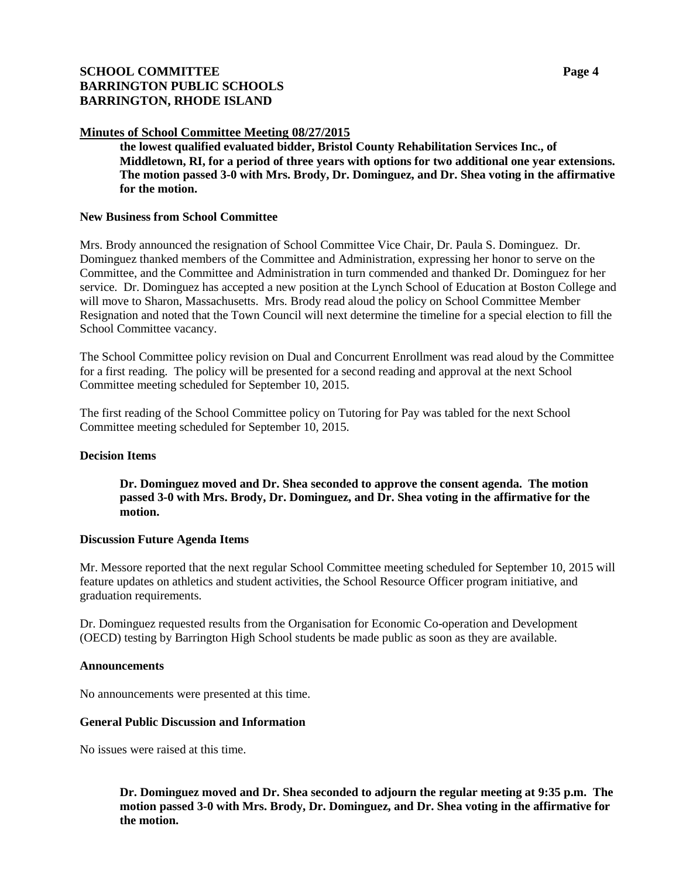**Minutes of School Committee Meeting 08/27/2015**

**the lowest qualified evaluated bidder, Bristol County Rehabilitation Services Inc., of Middletown, RI, for a period of three years with options for two additional one year extensions. The motion passed 3-0 with Mrs. Brody, Dr. Dominguez, and Dr. Shea voting in the affirmative for the motion.**

**New Business from School Committee**

Mrs. Brody announced the resignation of School Committee Vice Chair, Dr. Paula S. Dominguez. Dr. Dominguez thanked members of the Committee and Administration, expressing her honor to serve on the Committee, and the Committee and Administration in turn commended and thanked Dr. Dominguez for her service. Dr. Dominguez has accepted a new position at the Lynch School of Education at Boston College and will move to Sharon, Massachusetts. Mrs. Brody read aloud the policy on School Committee Member Resignation and noted that the Town Council will next determine the timeline for a special election to fill the School Committee vacancy.

The School Committee policy revision on Dual and Concurrent Enrollment was read aloud by the Committee for a first reading. The policy will be presented for a second reading and approval at the next School Committee meeting scheduled for September 10, 2015.

The first reading of the School Committee policy on Tutoring for Pay was tabled for the next School Committee meeting scheduled for September 10, 2015.

**Decision Items**

**Dr. Dominguez moved and Dr. Shea seconded to approve the consent agenda. The motion passed 3-0 with Mrs. Brody, Dr. Dominguez, and Dr. Shea voting in the affirmative for the motion.**

**Discussion Future Agenda Items**

Mr. Messore reported that the next regular School Committee meeting scheduled for September 10, 2015 will feature updates on athletics and student activities, the School Resource Officer program initiative, and graduation requirements.

Dr. Dominguez requested results from the Organisation for Economic Co-operation and Development (OECD) testing by Barrington High School students be made public as soon as they are available.

**Announcements**

No announcements were presented at this time.

**General Public Discussion and Information**

No issues were raised at this time.

**Dr. Dominguez moved and Dr. Shea seconded to adjourn the regular meeting at 9:35 p.m. The motion passed 3-0 with Mrs. Brody, Dr. Dominguez, and Dr. Shea voting in the affirmative for the motion.**